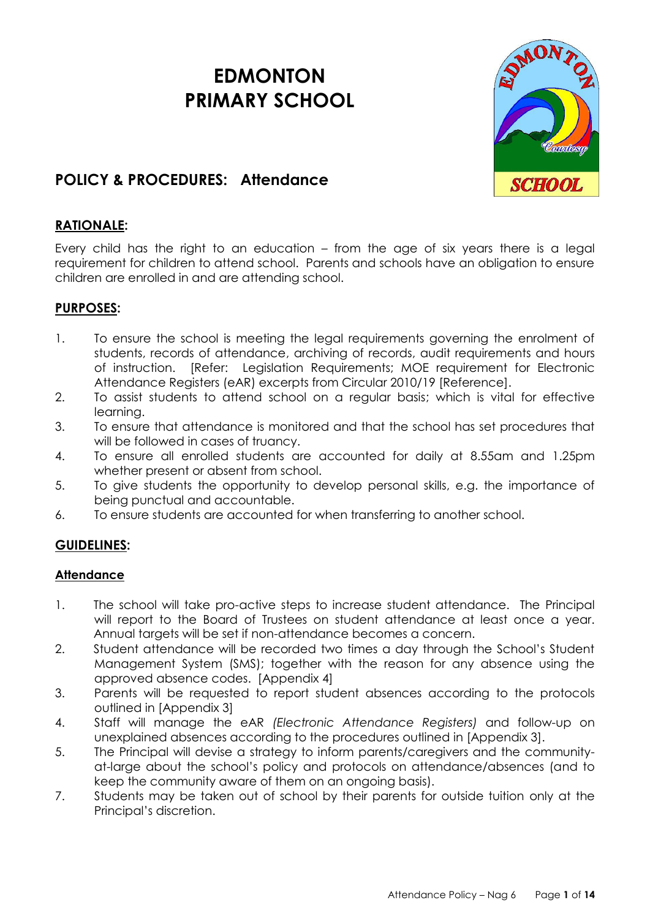# EDMONTON PRIMARY SCHOOL

## POLICY & PROCEDURES: Attendance

### RATIONALE:

Every child has the right to an education – from the age of six years there is a legal requirement for children to attend school. Parents and schools have an obligation to ensure children are enrolled in and are attending school.

### PURPOSES:

1. To ensure the school is meeting the legal requirements governing the enrolment of students, records of attendance, archiving of records, audit requirements and hours of instruction. [Refer: Legislation Requirements; MOE requirement for Electronic Attendance Registers (eAR) excerpts from Circular 2010/19 [Reference].
2. To assist students to attend school on a regular basis; which is vital for effective learning.
3. To ensure that attendance is monitored and that the school has set procedures that will be followed in cases of truancy.
4. To ensure all enrolled students are accounted for daily at 8.55am and 1.25pm whether present or absent from school.
5. To give students the opportunity to develop personal skills, e.g. the importance of being punctual and accountable.
6. To ensure students are accounted for when transferring to another school.

### GUIDELINES:

#### Attendance

1. The school will take pro-active steps to increase student attendance. The Principal will report to the Board of Trustees on student attendance at least once a year. Annual targets will be set if non-attendance becomes a concern.
2. Student attendance will be recorded two times a day through the School's Student Management System (SMS); together with the reason for any absence using the approved absence codes. [Appendix 4]
3. Parents will be requested to report student absences according to the protocols outlined in [Appendix 3]
4. Staff will manage the eAR *(Electronic Attendance Registers)* and follow-up on unexplained absences according to the procedures outlined in [Appendix 3].
5. The Principal will devise a strategy to inform parents/caregivers and the community-at-large about the school's policy and protocols on attendance/absences (and to keep the community aware of them on an ongoing basis).
7. Students may be taken out of school by their parents for outside tuition only at the Principal's discretion.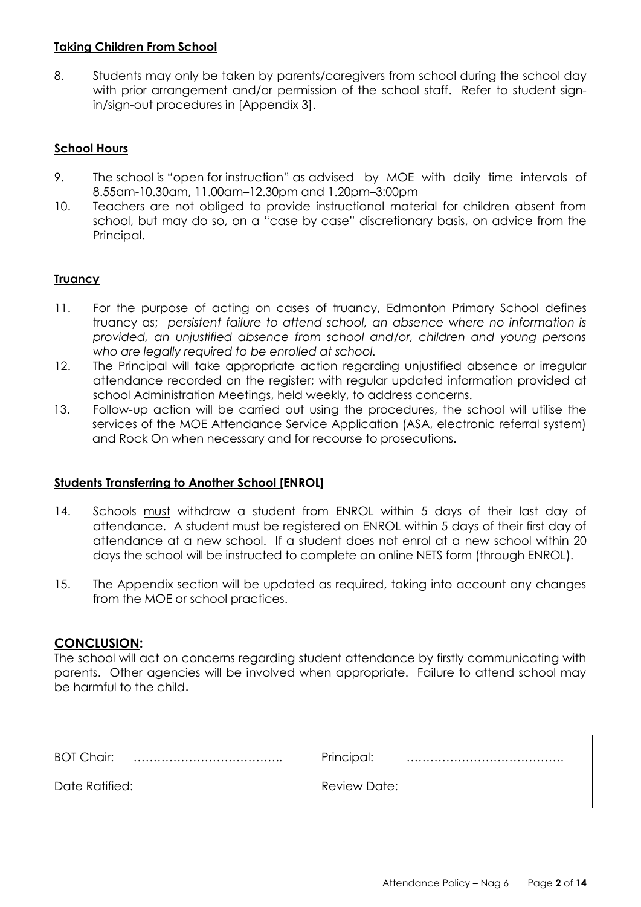**Taking Children From School**

8. Students may only be taken by parents/caregivers from school during the school day with prior arrangement and/or permission of the school staff. Refer to student sign-in/sign-out procedures in [Appendix 3].

**School Hours**

9. The school is "open for instruction" as advised by MOE with daily time intervals of 8.55am-10.30am, 11.00am–12.30pm and 1.20pm–3:00pm
10. Teachers are not obliged to provide instructional material for children absent from school, but may do so, on a "case by case" discretionary basis, on advice from the Principal.

**Truancy**

11. For the purpose of acting on cases of truancy, Edmonton Primary School defines truancy as; *persistent failure to attend school, an absence where no information is provided, an unjustified absence from school and/or, children and young persons who are legally required to be enrolled at school.*
12. The Principal will take appropriate action regarding unjustified absence or irregular attendance recorded on the register; with regular updated information provided at school Administration Meetings, held weekly, to address concerns.
13. Follow-up action will be carried out using the procedures, the school will utilise the services of the MOE Attendance Service Application (ASA, electronic referral system) and Rock On when necessary and for recourse to prosecutions.

**Students Transferring to Another School [ENROL]**

14. Schools <u>must</u> withdraw a student from ENROL within 5 days of their last day of attendance. A student must be registered on ENROL within 5 days of their first day of attendance at a new school. If a student does not enrol at a new school within 20 days the school will be instructed to complete an online NETS form (through ENROL).

15. The Appendix section will be updated as required, taking into account any changes from the MOE or school practices.

## CONCLUSION:

The school will act on concerns regarding student attendance by firstly communicating with parents. Other agencies will be involved when appropriate. Failure to attend school may be harmful to the child.

| BOT Chair: ……………………………….. | Principal: …………………………………. |
|---|---|
| Date Ratified: | Review Date: |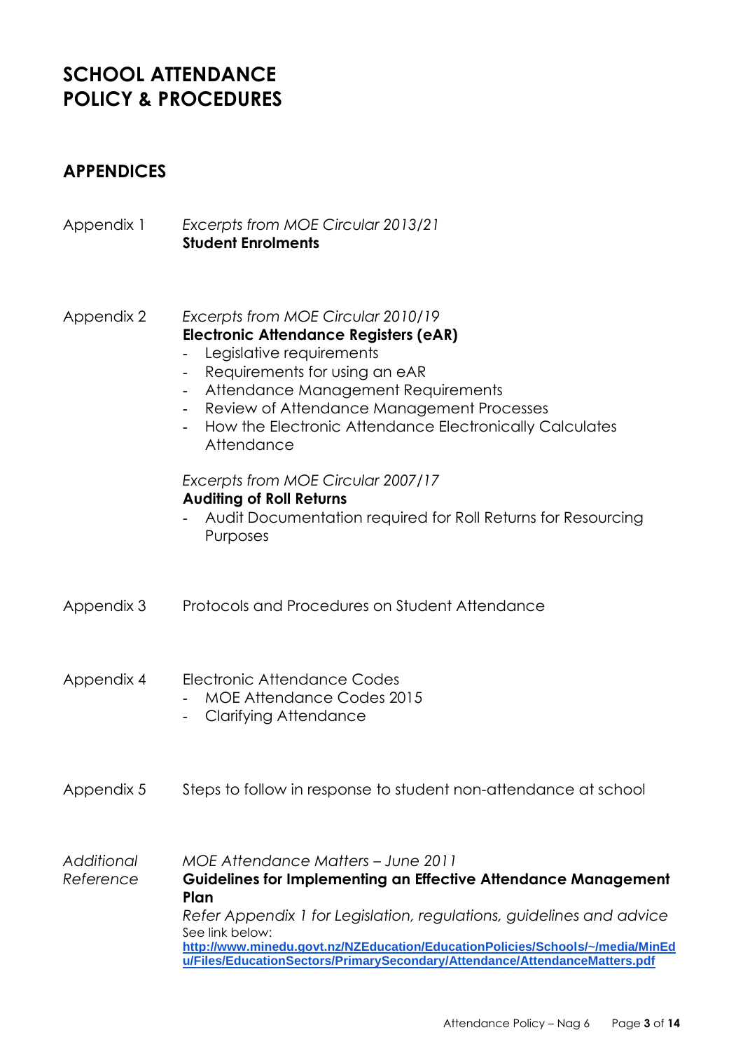# SCHOOL ATTENDANCE POLICY & PROCEDURES

## APPENDICES

Appendix 1 — *Excerpts from MOE Circular 2013/21*
**Student Enrolments**

Appendix 2 — *Excerpts from MOE Circular 2010/19*
**Electronic Attendance Registers (eAR)**

- Legislative requirements
- Requirements for using an eAR
- Attendance Management Requirements
- Review of Attendance Management Processes
- How the Electronic Attendance Electronically Calculates Attendance

*Excerpts from MOE Circular 2007/17*
**Auditing of Roll Returns**

- Audit Documentation required for Roll Returns for Resourcing Purposes

Appendix 3 — Protocols and Procedures on Student Attendance

Appendix 4 — Electronic Attendance Codes

- MOE Attendance Codes 2015
- Clarifying Attendance

Appendix 5 — Steps to follow in response to student non-attendance at school

*Additional Reference* — *MOE Attendance Matters – June 2011*
**Guidelines for Implementing an Effective Attendance Management Plan**
*Refer Appendix 1 for Legislation, regulations, guidelines and advice*
See link below:
**http://www.minedu.govt.nz/NZEducation/EducationPolicies/Schools/~/media/MinEdu/Files/EducationSectors/PrimarySecondary/Attendance/AttendanceMatters.pdf**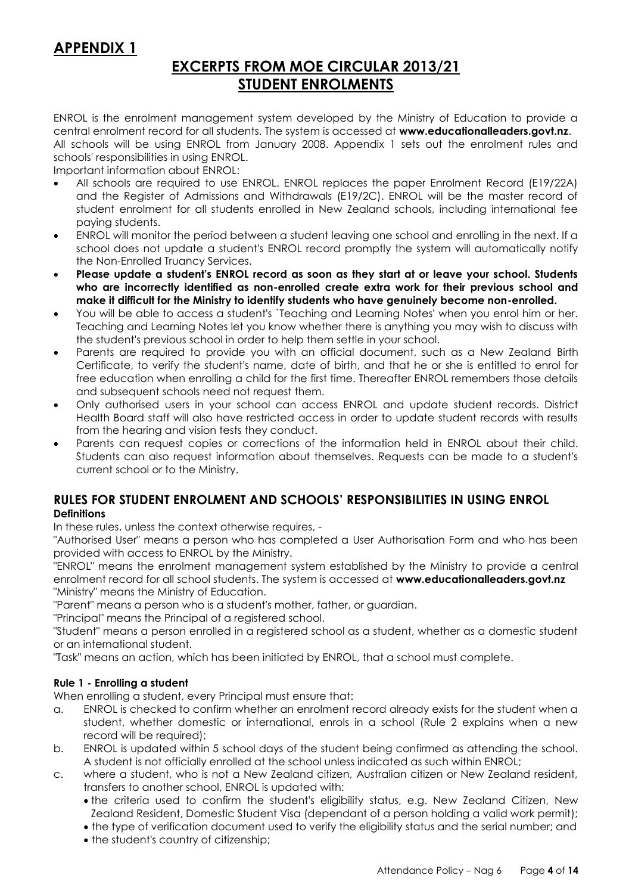# APPENDIX 1

## EXCERPTS FROM MOE CIRCULAR 2013/21 STUDENT ENROLMENTS

ENROL is the enrolment management system developed by the Ministry of Education to provide a central enrolment record for all students. The system is accessed at **www.educationalleaders.govt.nz**. All schools will be using ENROL from January 2008. Appendix 1 sets out the enrolment rules and schools' responsibilities in using ENROL.

Important information about ENROL:

- All schools are required to use ENROL. ENROL replaces the paper Enrolment Record (E19/22A) and the Register of Admissions and Withdrawals (E19/2C). ENROL will be the master record of student enrolment for all students enrolled in New Zealand schools, including international fee paying students.
- ENROL will monitor the period between a student leaving one school and enrolling in the next. If a school does not update a student's ENROL record promptly the system will automatically notify the Non-Enrolled Truancy Services.
- **Please update a student's ENROL record as soon as they start at or leave your school. Students who are incorrectly identified as non-enrolled create extra work for their previous school and make it difficult for the Ministry to identify students who have genuinely become non-enrolled.**
- You will be able to access a student's `Teaching and Learning Notes' when you enrol him or her. Teaching and Learning Notes let you know whether there is anything you may wish to discuss with the student's previous school in order to help them settle in your school.
- Parents are required to provide you with an official document, such as a New Zealand Birth Certificate, to verify the student's name, date of birth, and that he or she is entitled to enrol for free education when enrolling a child for the first time. Thereafter ENROL remembers those details and subsequent schools need not request them.
- Only authorised users in your school can access ENROL and update student records. District Health Board staff will also have restricted access in order to update student records with results from the hearing and vision tests they conduct.
- Parents can request copies or corrections of the information held in ENROL about their child. Students can also request information about themselves. Requests can be made to a student's current school or to the Ministry.

### RULES FOR STUDENT ENROLMENT AND SCHOOLS' RESPONSIBILITIES IN USING ENROL

**Definitions**

In these rules, unless the context otherwise requires, -

"Authorised User" means a person who has completed a User Authorisation Form and who has been provided with access to ENROL by the Ministry.

"ENROL" means the enrolment management system established by the Ministry to provide a central enrolment record for all school students. The system is accessed at **www.educationalleaders.govt.nz**

"Ministry" means the Ministry of Education.

"Parent" means a person who is a student's mother, father, or guardian.

"Principal" means the Principal of a registered school.

"Student" means a person enrolled in a registered school as a student, whether as a domestic student or an international student.

"Task" means an action, which has been initiated by ENROL, that a school must complete.

**Rule 1 - Enrolling a student**

When enrolling a student, every Principal must ensure that:

a. ENROL is checked to confirm whether an enrolment record already exists for the student when a student, whether domestic or international, enrols in a school (Rule 2 explains when a new record will be required);

b. ENROL is updated within 5 school days of the student being confirmed as attending the school. A student is not officially enrolled at the school unless indicated as such within ENROL;

c. where a student, who is not a New Zealand citizen, Australian citizen or New Zealand resident, transfers to another school, ENROL is updated with:
   - the criteria used to confirm the student's eligibility status, e.g. New Zealand Citizen, New Zealand Resident, Domestic Student Visa (dependant of a person holding a valid work permit);
   - the type of verification document used to verify the eligibility status and the serial number; and
   - the student's country of citizenship;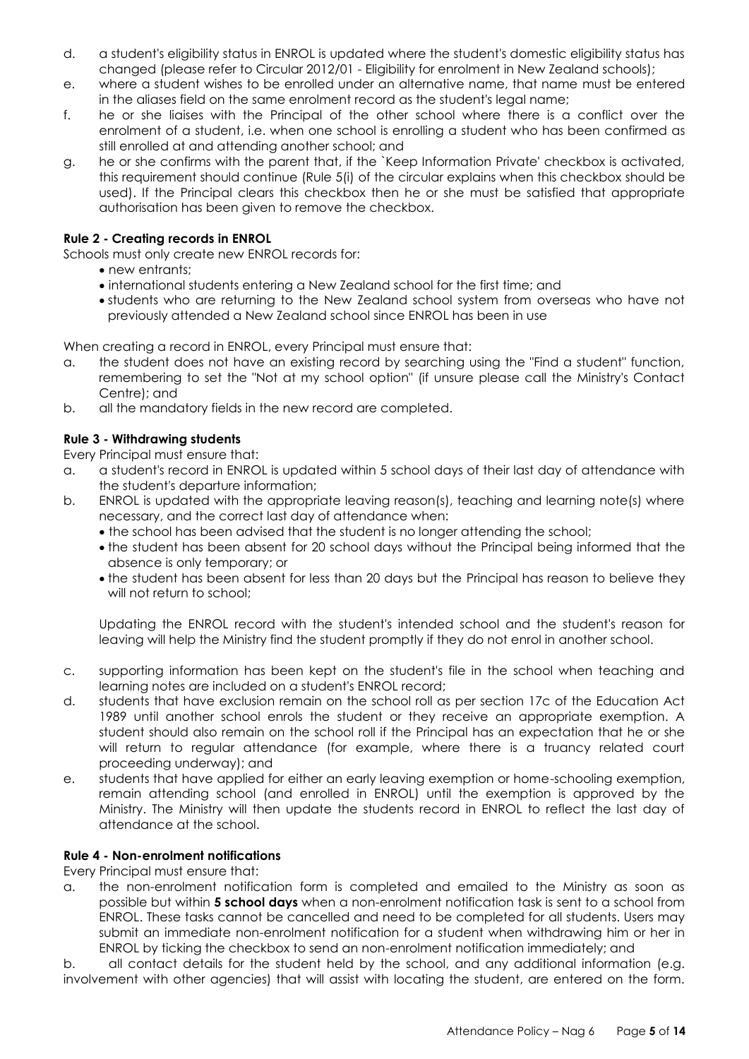d. a student's eligibility status in ENROL is updated where the student's domestic eligibility status has changed (please refer to Circular 2012/01 - Eligibility for enrolment in New Zealand schools);

e. where a student wishes to be enrolled under an alternative name, that name must be entered in the aliases field on the same enrolment record as the student's legal name;

f. he or she liaises with the Principal of the other school where there is a conflict over the enrolment of a student, i.e. when one school is enrolling a student who has been confirmed as still enrolled at and attending another school; and

g. he or she confirms with the parent that, if the `Keep Information Private' checkbox is activated, this requirement should continue (Rule 5(i) of the circular explains when this checkbox should be used). If the Principal clears this checkbox then he or she must be satisfied that appropriate authorisation has been given to remove the checkbox.

**Rule 2 - Creating records in ENROL**

Schools must only create new ENROL records for:

- new entrants;
- international students entering a New Zealand school for the first time; and
- students who are returning to the New Zealand school system from overseas who have not previously attended a New Zealand school since ENROL has been in use

When creating a record in ENROL, every Principal must ensure that:

a. the student does not have an existing record by searching using the "Find a student" function, remembering to set the "Not at my school option" (if unsure please call the Ministry's Contact Centre); and

b. all the mandatory fields in the new record are completed.

**Rule 3 - Withdrawing students**

Every Principal must ensure that:

a. a student's record in ENROL is updated within 5 school days of their last day of attendance with the student's departure information;

b. ENROL is updated with the appropriate leaving reason(s), teaching and learning note(s) where necessary, and the correct last day of attendance when:
   - the school has been advised that the student is no longer attending the school;
   - the student has been absent for 20 school days without the Principal being informed that the absence is only temporary; or
   - the student has been absent for less than 20 days but the Principal has reason to believe they will not return to school;

   Updating the ENROL record with the student's intended school and the student's reason for leaving will help the Ministry find the student promptly if they do not enrol in another school.

c. supporting information has been kept on the student's file in the school when teaching and learning notes are included on a student's ENROL record;

d. students that have exclusion remain on the school roll as per section 17c of the Education Act 1989 until another school enrols the student or they receive an appropriate exemption. A student should also remain on the school roll if the Principal has an expectation that he or she will return to regular attendance (for example, where there is a truancy related court proceeding underway); and

e. students that have applied for either an early leaving exemption or home-schooling exemption, remain attending school (and enrolled in ENROL) until the exemption is approved by the Ministry. The Ministry will then update the students record in ENROL to reflect the last day of attendance at the school.

**Rule 4 - Non-enrolment notifications**

Every Principal must ensure that:

a. the non-enrolment notification form is completed and emailed to the Ministry as soon as possible but within **5 school days** when a non-enrolment notification task is sent to a school from ENROL. These tasks cannot be cancelled and need to be completed for all students. Users may submit an immediate non-enrolment notification for a student when withdrawing him or her in ENROL by ticking the checkbox to send an non-enrolment notification immediately; and

b. all contact details for the student held by the school, and any additional information (e.g. involvement with other agencies) that will assist with locating the student, are entered on the form.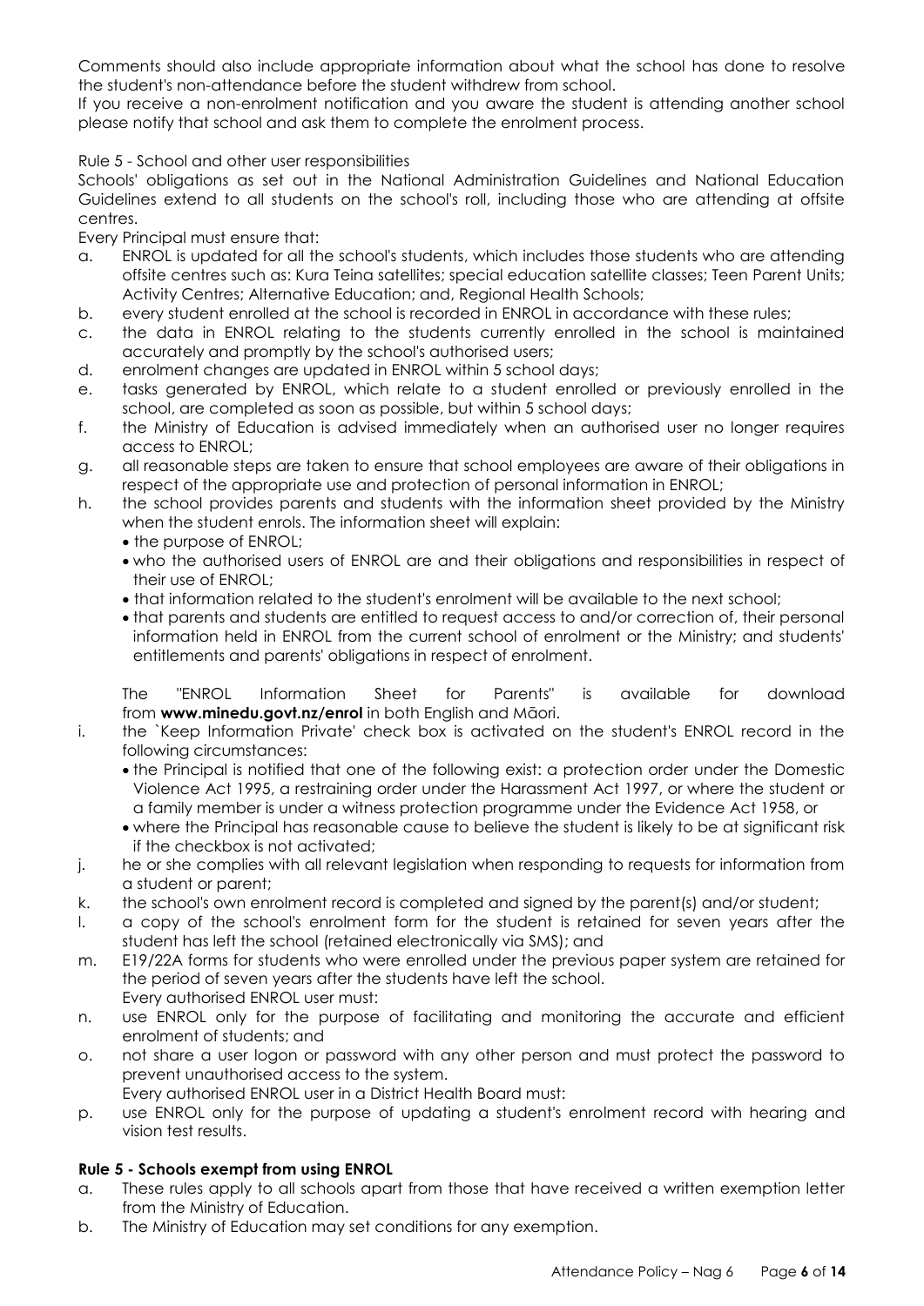Comments should also include appropriate information about what the school has done to resolve the student's non-attendance before the student withdrew from school.

If you receive a non-enrolment notification and you aware the student is attending another school please notify that school and ask them to complete the enrolment process.

Rule 5 - School and other user responsibilities

Schools' obligations as set out in the National Administration Guidelines and National Education Guidelines extend to all students on the school's roll, including those who are attending at offsite centres.

Every Principal must ensure that:

a. ENROL is updated for all the school's students, which includes those students who are attending offsite centres such as: Kura Teina satellites; special education satellite classes; Teen Parent Units; Activity Centres; Alternative Education; and, Regional Health Schools;
b. every student enrolled at the school is recorded in ENROL in accordance with these rules;
c. the data in ENROL relating to the students currently enrolled in the school is maintained accurately and promptly by the school's authorised users;
d. enrolment changes are updated in ENROL within 5 school days;
e. tasks generated by ENROL, which relate to a student enrolled or previously enrolled in the school, are completed as soon as possible, but within 5 school days;
f. the Ministry of Education is advised immediately when an authorised user no longer requires access to ENROL;
g. all reasonable steps are taken to ensure that school employees are aware of their obligations in respect of the appropriate use and protection of personal information in ENROL;
h. the school provides parents and students with the information sheet provided by the Ministry when the student enrols. The information sheet will explain:
   - the purpose of ENROL;
   - who the authorised users of ENROL are and their obligations and responsibilities in respect of their use of ENROL;
   - that information related to the student's enrolment will be available to the next school;
   - that parents and students are entitled to request access to and/or correction of, their personal information held in ENROL from the current school of enrolment or the Ministry; and students' entitlements and parents' obligations in respect of enrolment.

   The "ENROL Information Sheet for Parents" is available for download from **www.minedu.govt.nz/enrol** in both English and Māori.
i. the `Keep Information Private' check box is activated on the student's ENROL record in the following circumstances:
   - the Principal is notified that one of the following exist: a protection order under the Domestic Violence Act 1995, a restraining order under the Harassment Act 1997, or where the student or a family member is under a witness protection programme under the Evidence Act 1958, or
   - where the Principal has reasonable cause to believe the student is likely to be at significant risk if the checkbox is not activated;
j. he or she complies with all relevant legislation when responding to requests for information from a student or parent;
k. the school's own enrolment record is completed and signed by the parent(s) and/or student;
l. a copy of the school's enrolment form for the student is retained for seven years after the student has left the school (retained electronically via SMS); and
m. E19/22A forms for students who were enrolled under the previous paper system are retained for the period of seven years after the students have left the school.

Every authorised ENROL user must:

n. use ENROL only for the purpose of facilitating and monitoring the accurate and efficient enrolment of students; and
o. not share a user logon or password with any other person and must protect the password to prevent unauthorised access to the system.

Every authorised ENROL user in a District Health Board must:

p. use ENROL only for the purpose of updating a student's enrolment record with hearing and vision test results.

**Rule 5 - Schools exempt from using ENROL**

a. These rules apply to all schools apart from those that have received a written exemption letter from the Ministry of Education.
b. The Ministry of Education may set conditions for any exemption.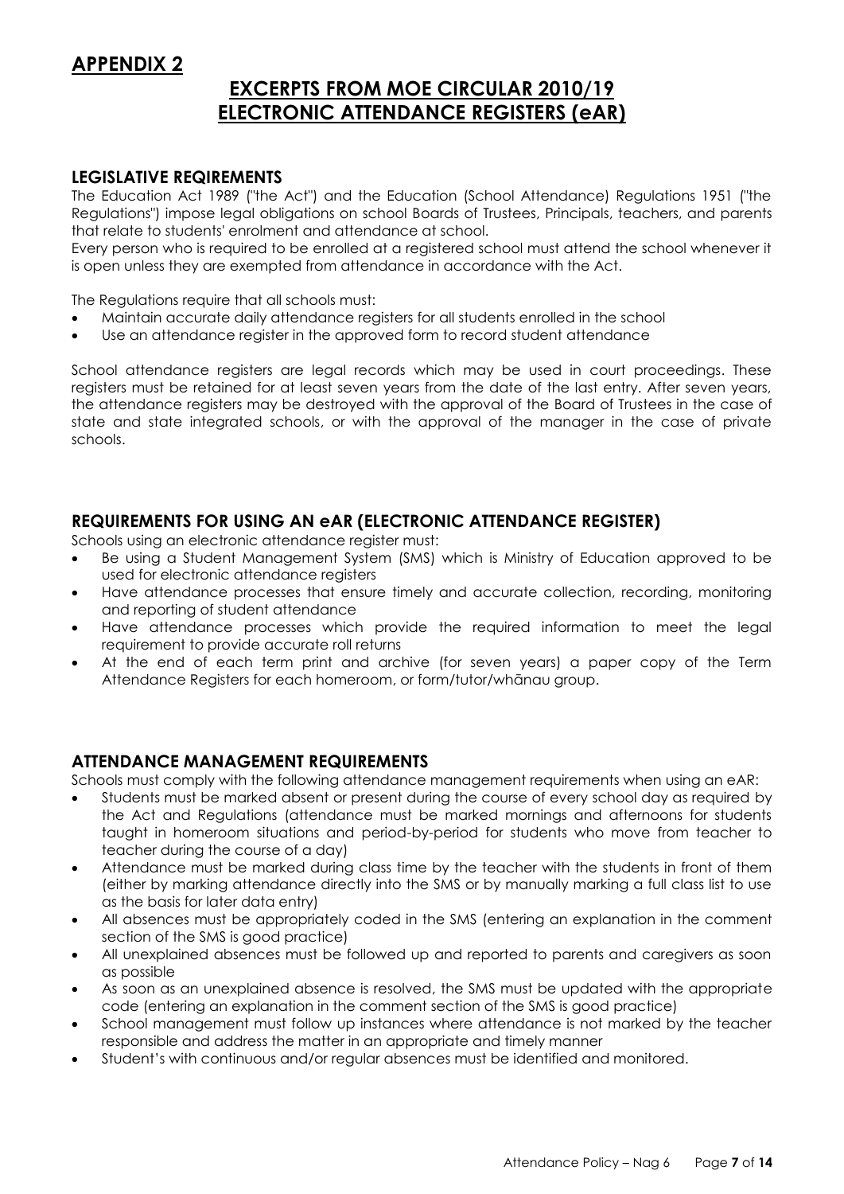# APPENDIX 2

## EXCERPTS FROM MOE CIRCULAR 2010/19
## ELECTRONIC ATTENDANCE REGISTERS (eAR)

### LEGISLATIVE REQIREMENTS

The Education Act 1989 ("the Act") and the Education (School Attendance) Regulations 1951 ("the Regulations") impose legal obligations on school Boards of Trustees, Principals, teachers, and parents that relate to students' enrolment and attendance at school.

Every person who is required to be enrolled at a registered school must attend the school whenever it is open unless they are exempted from attendance in accordance with the Act.

The Regulations require that all schools must:

- Maintain accurate daily attendance registers for all students enrolled in the school
- Use an attendance register in the approved form to record student attendance

School attendance registers are legal records which may be used in court proceedings. These registers must be retained for at least seven years from the date of the last entry. After seven years, the attendance registers may be destroyed with the approval of the Board of Trustees in the case of state and state integrated schools, or with the approval of the manager in the case of private schools.

### REQUIREMENTS FOR USING AN eAR (ELECTRONIC ATTENDANCE REGISTER)

Schools using an electronic attendance register must:

- Be using a Student Management System (SMS) which is Ministry of Education approved to be used for electronic attendance registers
- Have attendance processes that ensure timely and accurate collection, recording, monitoring and reporting of student attendance
- Have attendance processes which provide the required information to meet the legal requirement to provide accurate roll returns
- At the end of each term print and archive (for seven years) a paper copy of the Term Attendance Registers for each homeroom, or form/tutor/whānau group.

### ATTENDANCE MANAGEMENT REQUIREMENTS

Schools must comply with the following attendance management requirements when using an eAR:

- Students must be marked absent or present during the course of every school day as required by the Act and Regulations (attendance must be marked mornings and afternoons for students taught in homeroom situations and period-by-period for students who move from teacher to teacher during the course of a day)
- Attendance must be marked during class time by the teacher with the students in front of them (either by marking attendance directly into the SMS or by manually marking a full class list to use as the basis for later data entry)
- All absences must be appropriately coded in the SMS (entering an explanation in the comment section of the SMS is good practice)
- All unexplained absences must be followed up and reported to parents and caregivers as soon as possible
- As soon as an unexplained absence is resolved, the SMS must be updated with the appropriate code (entering an explanation in the comment section of the SMS is good practice)
- School management must follow up instances where attendance is not marked by the teacher responsible and address the matter in an appropriate and timely manner
- Student's with continuous and/or regular absences must be identified and monitored.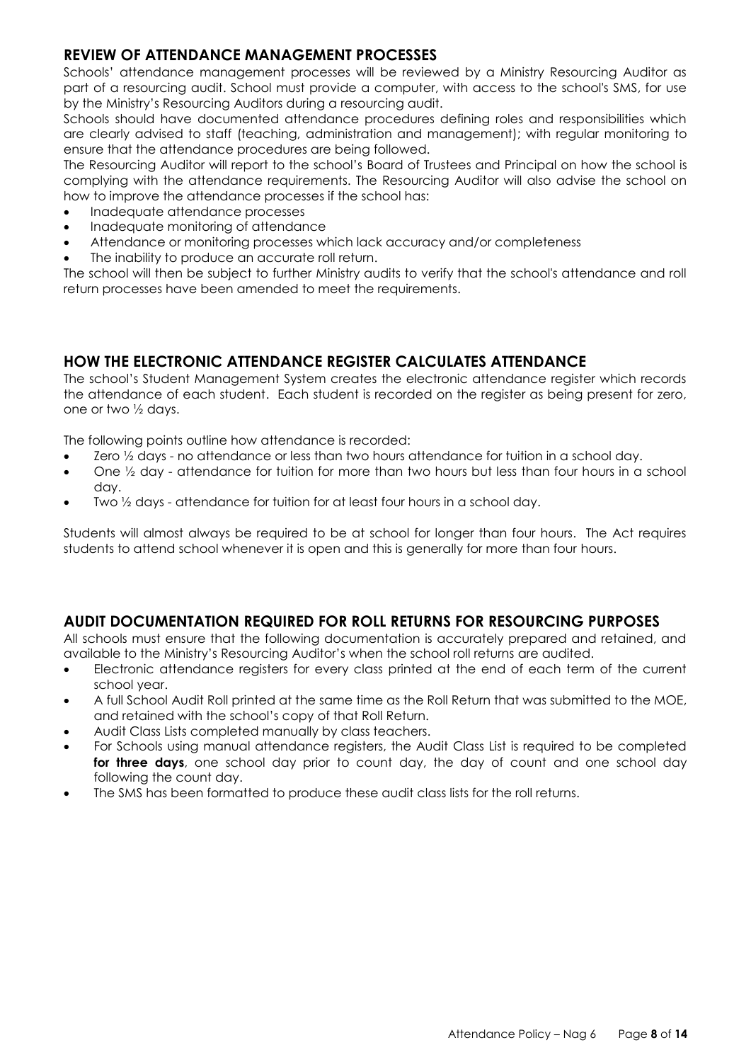## REVIEW OF ATTENDANCE MANAGEMENT PROCESSES

Schools' attendance management processes will be reviewed by a Ministry Resourcing Auditor as part of a resourcing audit. School must provide a computer, with access to the school's SMS, for use by the Ministry's Resourcing Auditors during a resourcing audit.

Schools should have documented attendance procedures defining roles and responsibilities which are clearly advised to staff (teaching, administration and management); with regular monitoring to ensure that the attendance procedures are being followed.

The Resourcing Auditor will report to the school's Board of Trustees and Principal on how the school is complying with the attendance requirements. The Resourcing Auditor will also advise the school on how to improve the attendance processes if the school has:

- Inadequate attendance processes
- Inadequate monitoring of attendance
- Attendance or monitoring processes which lack accuracy and/or completeness
- The inability to produce an accurate roll return.

The school will then be subject to further Ministry audits to verify that the school's attendance and roll return processes have been amended to meet the requirements.

## HOW THE ELECTRONIC ATTENDANCE REGISTER CALCULATES ATTENDANCE

The school's Student Management System creates the electronic attendance register which records the attendance of each student. Each student is recorded on the register as being present for zero, one or two ½ days.

The following points outline how attendance is recorded:

- Zero ½ days - no attendance or less than two hours attendance for tuition in a school day.
- One ½ day - attendance for tuition for more than two hours but less than four hours in a school day.
- Two ½ days - attendance for tuition for at least four hours in a school day.

Students will almost always be required to be at school for longer than four hours. The Act requires students to attend school whenever it is open and this is generally for more than four hours.

## AUDIT DOCUMENTATION REQUIRED FOR ROLL RETURNS FOR RESOURCING PURPOSES

All schools must ensure that the following documentation is accurately prepared and retained, and available to the Ministry's Resourcing Auditor's when the school roll returns are audited.

- Electronic attendance registers for every class printed at the end of each term of the current school year.
- A full School Audit Roll printed at the same time as the Roll Return that was submitted to the MOE, and retained with the school's copy of that Roll Return.
- Audit Class Lists completed manually by class teachers.
- For Schools using manual attendance registers, the Audit Class List is required to be completed **for three days**, one school day prior to count day, the day of count and one school day following the count day.
- The SMS has been formatted to produce these audit class lists for the roll returns.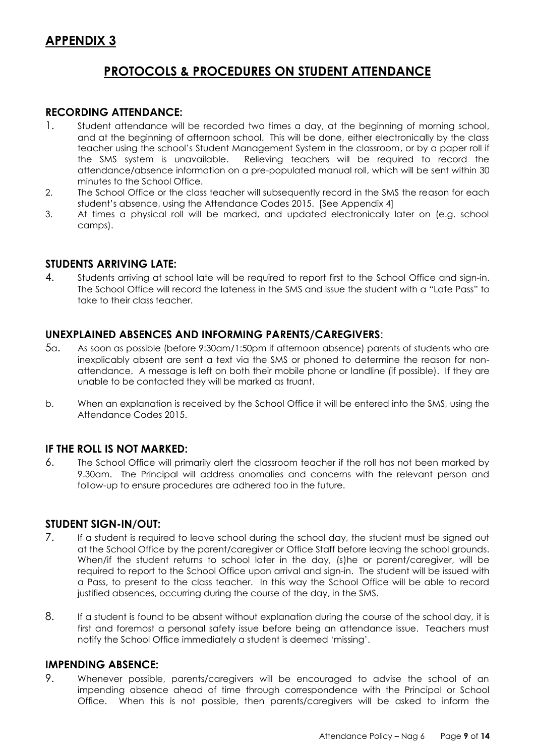## APPENDIX 3

# PROTOCOLS & PROCEDURES ON STUDENT ATTENDANCE

### RECORDING ATTENDANCE:

1. Student attendance will be recorded two times a day, at the beginning of morning school, and at the beginning of afternoon school. This will be done, either electronically by the class teacher using the school's Student Management System in the classroom, or by a paper roll if the SMS system is unavailable. Relieving teachers will be required to record the attendance/absence information on a pre-populated manual roll, which will be sent within 30 minutes to the School Office.
2. The School Office or the class teacher will subsequently record in the SMS the reason for each student's absence, using the Attendance Codes 2015. [See Appendix 4]
3. At times a physical roll will be marked, and updated electronically later on (e.g. school camps).

### STUDENTS ARRIVING LATE:

4. Students arriving at school late will be required to report first to the School Office and sign-in. The School Office will record the lateness in the SMS and issue the student with a "Late Pass" to take to their class teacher.

### UNEXPLAINED ABSENCES AND INFORMING PARENTS/CAREGIVERS:

5a. As soon as possible (before 9:30am/1:50pm if afternoon absence) parents of students who are inexplicably absent are sent a text via the SMS or phoned to determine the reason for non-attendance. A message is left on both their mobile phone or landline (if possible). If they are unable to be contacted they will be marked as truant.

b. When an explanation is received by the School Office it will be entered into the SMS, using the Attendance Codes 2015.

### IF THE ROLL IS NOT MARKED:

6. The School Office will primarily alert the classroom teacher if the roll has not been marked by 9.30am. The Principal will address anomalies and concerns with the relevant person and follow-up to ensure procedures are adhered too in the future.

### STUDENT SIGN-IN/OUT:

7. If a student is required to leave school during the school day, the student must be signed out at the School Office by the parent/caregiver or Office Staff before leaving the school grounds. When/if the student returns to school later in the day, (s)he or parent/caregiver, will be required to report to the School Office upon arrival and sign-in. The student will be issued with a Pass, to present to the class teacher. In this way the School Office will be able to record justified absences, occurring during the course of the day, in the SMS.
8. If a student is found to be absent without explanation during the course of the school day, it is first and foremost a personal safety issue before being an attendance issue. Teachers must notify the School Office immediately a student is deemed 'missing'.

### IMPENDING ABSENCE:

9. Whenever possible, parents/caregivers will be encouraged to advise the school of an impending absence ahead of time through correspondence with the Principal or School Office. When this is not possible, then parents/caregivers will be asked to inform the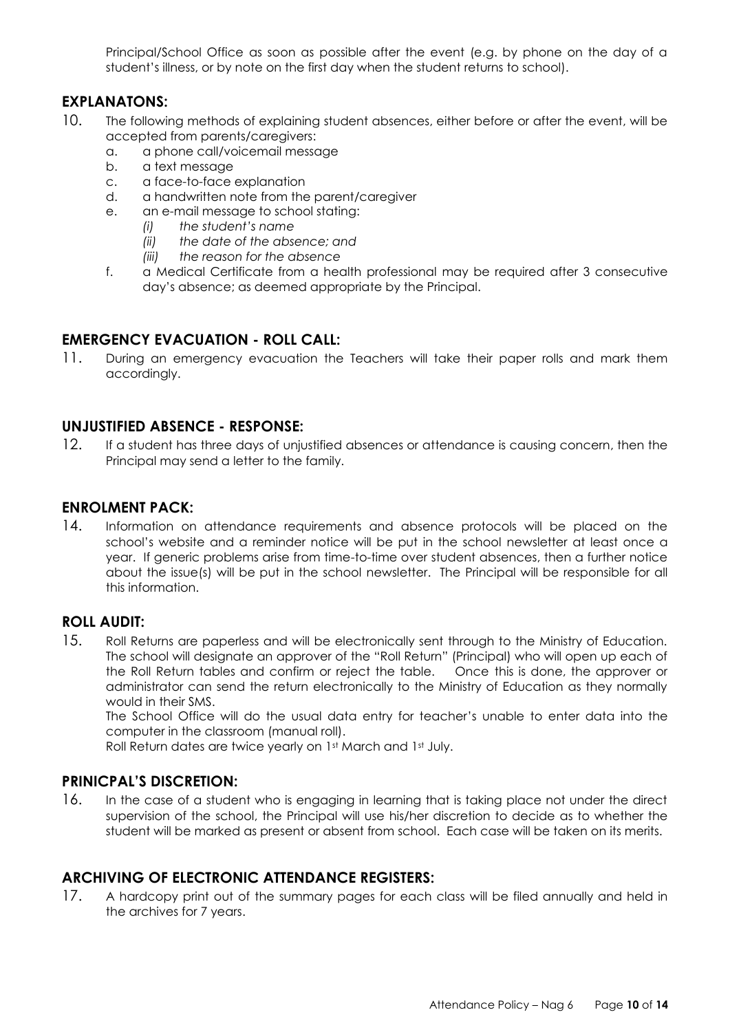Principal/School Office as soon as possible after the event (e.g. by phone on the day of a student's illness, or by note on the first day when the student returns to school).

## EXPLANATONS:

10. The following methods of explaining student absences, either before or after the event, will be accepted from parents/caregivers:
    a. a phone call/voicemail message
    b. a text message
    c. a face-to-face explanation
    d. a handwritten note from the parent/caregiver
    e. an e-mail message to school stating:
        *(i) the student's name*
        *(ii) the date of the absence; and*
        *(iii) the reason for the absence*
    f. a Medical Certificate from a health professional may be required after 3 consecutive day's absence; as deemed appropriate by the Principal.

## EMERGENCY EVACUATION - ROLL CALL:

11. During an emergency evacuation the Teachers will take their paper rolls and mark them accordingly.

## UNJUSTIFIED ABSENCE - RESPONSE:

12. If a student has three days of unjustified absences or attendance is causing concern, then the Principal may send a letter to the family.

## ENROLMENT PACK:

14. Information on attendance requirements and absence protocols will be placed on the school's website and a reminder notice will be put in the school newsletter at least once a year. If generic problems arise from time-to-time over student absences, then a further notice about the issue(s) will be put in the school newsletter. The Principal will be responsible for all this information.

## ROLL AUDIT:

15. Roll Returns are paperless and will be electronically sent through to the Ministry of Education. The school will designate an approver of the "Roll Return" (Principal) who will open up each of the Roll Return tables and confirm or reject the table. Once this is done, the approver or administrator can send the return electronically to the Ministry of Education as they normally would in their SMS.

    The School Office will do the usual data entry for teacher's unable to enter data into the computer in the classroom (manual roll).

    Roll Return dates are twice yearly on 1st March and 1st July.

## PRINICPAL'S DISCRETION:

16. In the case of a student who is engaging in learning that is taking place not under the direct supervision of the school, the Principal will use his/her discretion to decide as to whether the student will be marked as present or absent from school. Each case will be taken on its merits.

## ARCHIVING OF ELECTRONIC ATTENDANCE REGISTERS:

17. A hardcopy print out of the summary pages for each class will be filed annually and held in the archives for 7 years.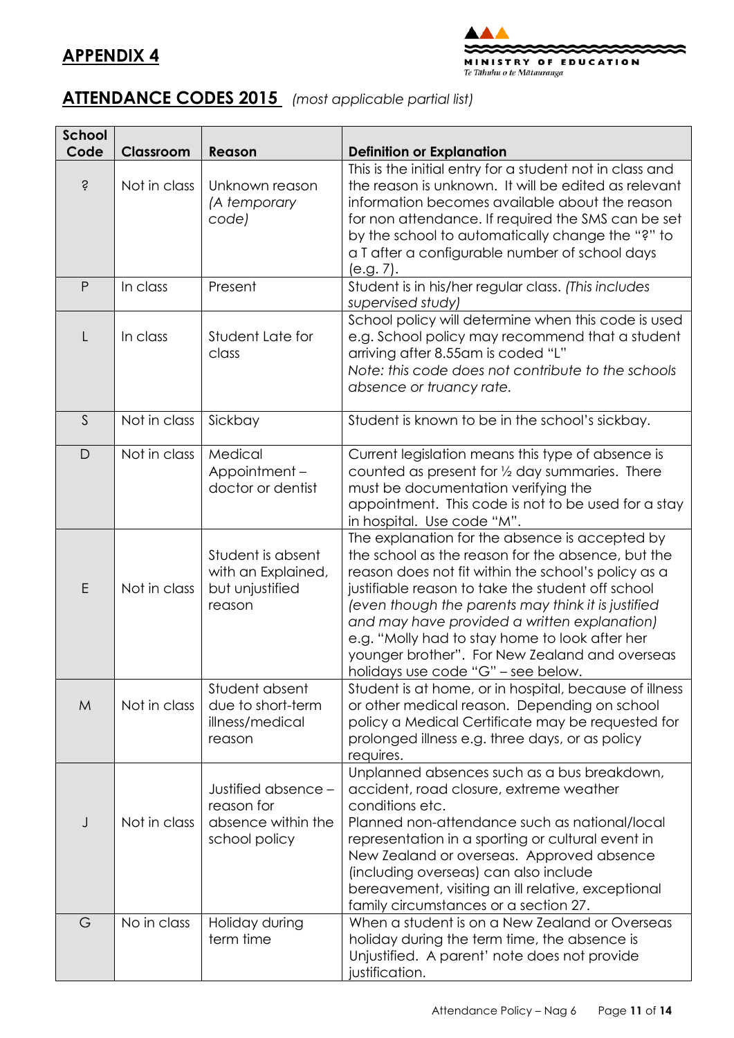## APPENDIX 4

MINISTRY OF EDUCATION
*Te Tāhuhu o te Mātauranga*

## ATTENDANCE CODES 2015 *(most applicable partial list)*

| School Code | Classroom | Reason | Definition or Explanation |
|---|---|---|---|
| ? | Not in class | Unknown reason *(A temporary code)* | This is the initial entry for a student not in class and the reason is unknown. It will be edited as relevant information becomes available about the reason for non attendance. If required the SMS can be set by the school to automatically change the "?" to a T after a configurable number of school days (e.g. 7). |
| P | In class | Present | Student is in his/her regular class. *(This includes supervised study)* |
| L | In class | Student Late for class | School policy will determine when this code is used e.g. School policy may recommend that a student arriving after 8.55am is coded "L" *Note: this code does not contribute to the schools absence or truancy rate.* |
| S | Not in class | Sickbay | Student is known to be in the school's sickbay. |
| D | Not in class | Medical Appointment – doctor or dentist | Current legislation means this type of absence is counted as present for ½ day summaries. There must be documentation verifying the appointment. This code is not to be used for a stay in hospital. Use code "M". |
| E | Not in class | Student is absent with an Explained, but unjustified reason | The explanation for the absence is accepted by the school as the reason for the absence, but the reason does not fit within the school's policy as a justifiable reason to take the student off school *(even though the parents may think it is justified and may have provided a written explanation)* e.g. "Molly had to stay home to look after her younger brother". For New Zealand and overseas holidays use code "G" – see below. |
| M | Not in class | Student absent due to short-term illness/medical reason | Student is at home, or in hospital, because of illness or other medical reason. Depending on school policy a Medical Certificate may be requested for prolonged illness e.g. three days, or as policy requires. |
| J | Not in class | Justified absence – reason for absence within the school policy | Unplanned absences such as a bus breakdown, accident, road closure, extreme weather conditions etc. Planned non-attendance such as national/local representation in a sporting or cultural event in New Zealand or overseas. Approved absence (including overseas) can also include bereavement, visiting an ill relative, exceptional family circumstances or a section 27. |
| G | No in class | Holiday during term time | When a student is on a New Zealand or Overseas holiday during the term time, the absence is Unjustified. A parent' note does not provide justification. |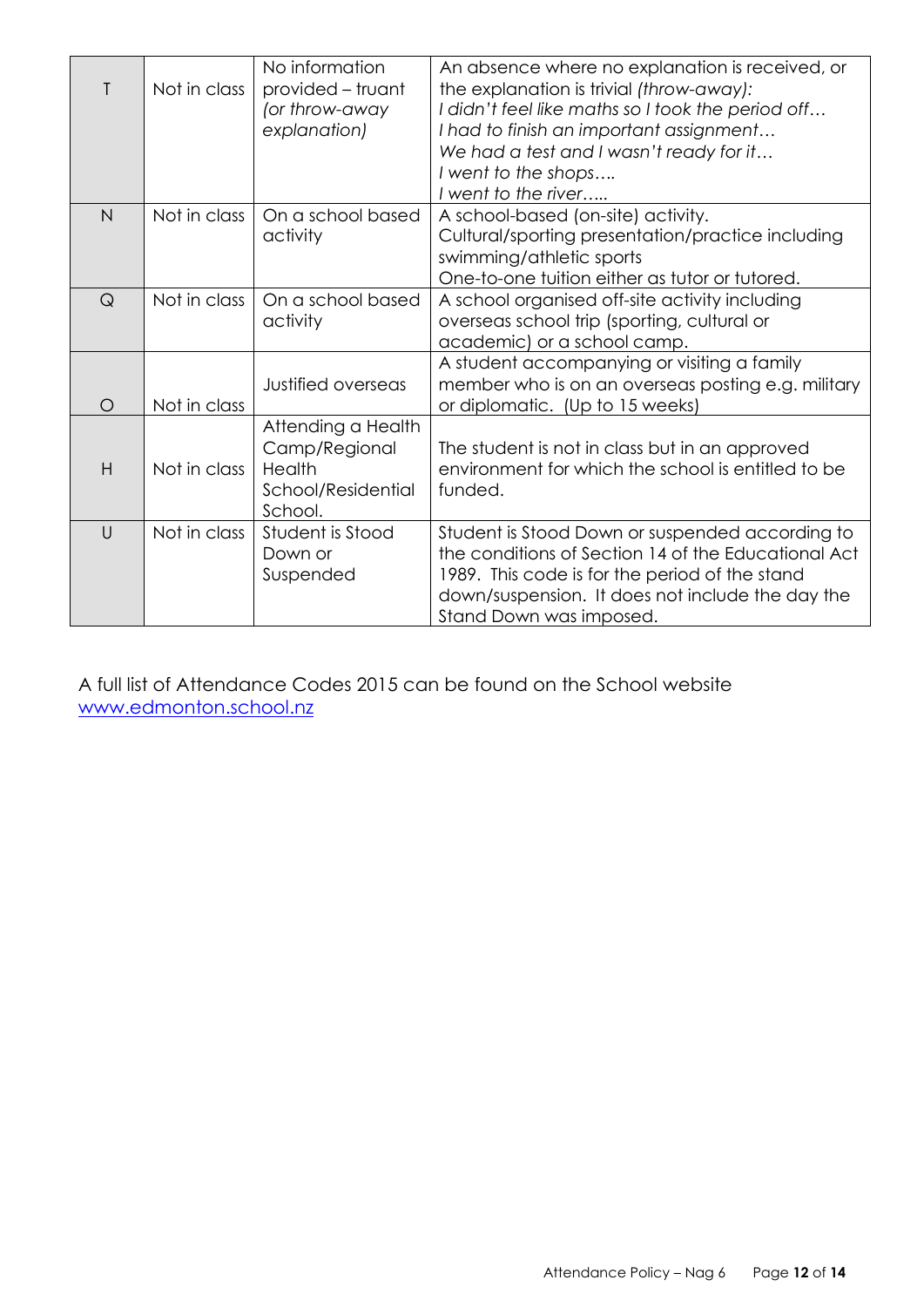| | | | |
|---|---|---|---|
| T | Not in class | No information provided – truant *(or throw-away explanation)* | An absence where no explanation is received, or the explanation is trivial *(throw-away):* *I didn't feel like maths so I took the period off…* *I had to finish an important assignment…* *We had a test and I wasn't ready for it…* *I went to the shops….* *I went to the river…..* |
| N | Not in class | On a school based activity | A school-based (on-site) activity. Cultural/sporting presentation/practice including swimming/athletic sports One-to-one tuition either as tutor or tutored. |
| Q | Not in class | On a school based activity | A school organised off-site activity including overseas school trip (sporting, cultural or academic) or a school camp. |
| O | Not in class | Justified overseas | A student accompanying or visiting a family member who is on an overseas posting e.g. military or diplomatic. (Up to 15 weeks) |
| H | Not in class | Attending a Health Camp/Regional Health School/Residential School. | The student is not in class but in an approved environment for which the school is entitled to be funded. |
| U | Not in class | Student is Stood Down or Suspended | Student is Stood Down or suspended according to the conditions of Section 14 of the Educational Act 1989. This code is for the period of the stand down/suspension. It does not include the day the Stand Down was imposed. |

A full list of Attendance Codes 2015 can be found on the School website [www.edmonton.school.nz](www.edmonton.school.nz)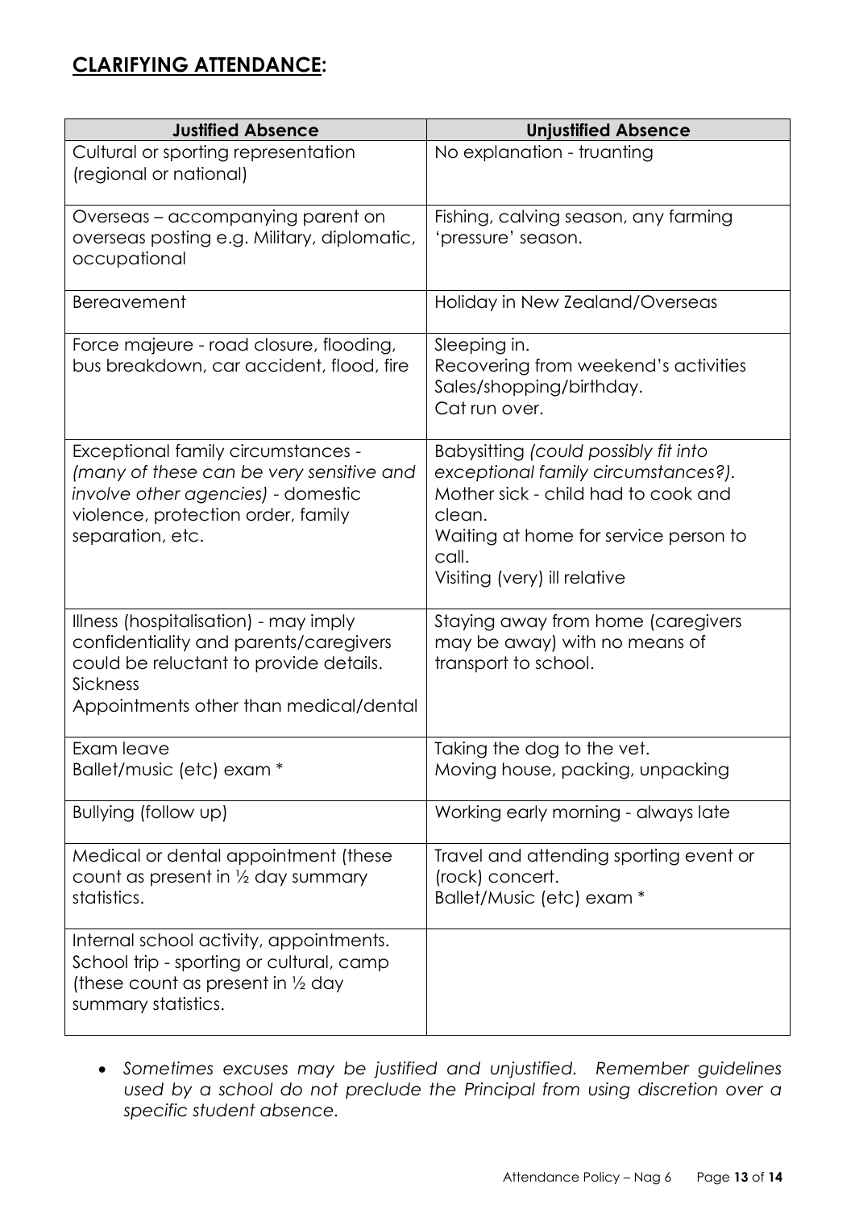## **CLARIFYING ATTENDANCE:**

| Justified Absence | Unjustified Absence |
|---|---|
| Cultural or sporting representation (regional or national) | No explanation - truanting |
| Overseas – accompanying parent on overseas posting e.g. Military, diplomatic, occupational | Fishing, calving season, any farming 'pressure' season. |
| Bereavement | Holiday in New Zealand/Overseas |
| Force majeure - road closure, flooding, bus breakdown, car accident, flood, fire | Sleeping in.<br>Recovering from weekend's activities<br>Sales/shopping/birthday.<br>Cat run over. |
| Exceptional family circumstances - *(many of these can be very sensitive and involve other agencies)* - domestic violence, protection order, family separation, etc. | Babysitting *(could possibly fit into exceptional family circumstances?).*<br>Mother sick - child had to cook and clean.<br>Waiting at home for service person to call.<br>Visiting (very) ill relative |
| Illness (hospitalisation) - may imply confidentiality and parents/caregivers could be reluctant to provide details.<br>Sickness<br>Appointments other than medical/dental | Staying away from home (caregivers may be away) with no means of transport to school. |
| Exam leave<br>Ballet/music (etc) exam * | Taking the dog to the vet.<br>Moving house, packing, unpacking |
| Bullying (follow up) | Working early morning - always late |
| Medical or dental appointment (these count as present in ½ day summary statistics. | Travel and attending sporting event or (rock) concert.<br>Ballet/Music (etc) exam * |
| Internal school activity, appointments.<br>School trip - sporting or cultural, camp (these count as present in ½ day summary statistics. | |

- *Sometimes excuses may be justified and unjustified. Remember guidelines used by a school do not preclude the Principal from using discretion over a specific student absence.*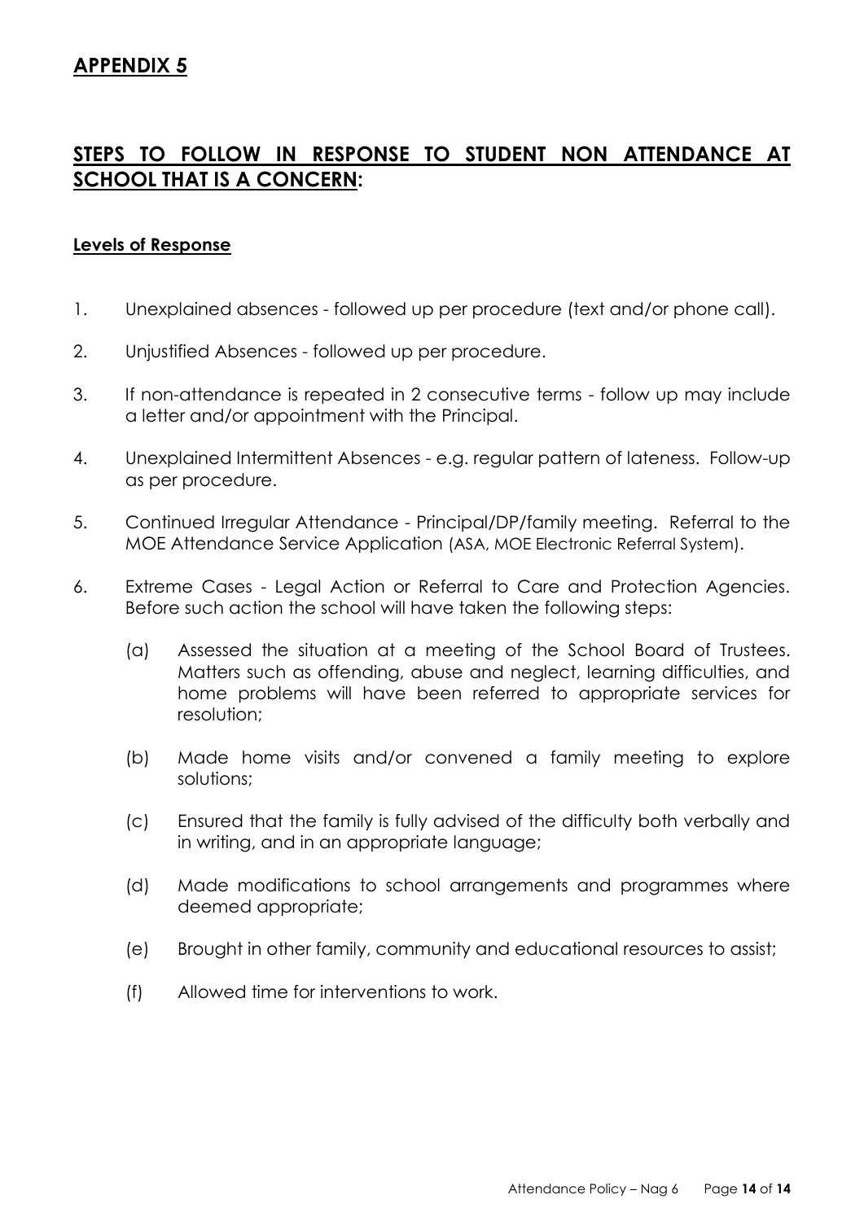## APPENDIX 5

## STEPS TO FOLLOW IN RESPONSE TO STUDENT NON ATTENDANCE AT SCHOOL THAT IS A CONCERN:

### Levels of Response

1. Unexplained absences - followed up per procedure (text and/or phone call).

2. Unjustified Absences - followed up per procedure.

3. If non-attendance is repeated in 2 consecutive terms - follow up may include a letter and/or appointment with the Principal.

4. Unexplained Intermittent Absences - e.g. regular pattern of lateness. Follow-up as per procedure.

5. Continued Irregular Attendance - Principal/DP/family meeting. Referral to the MOE Attendance Service Application (ASA, MOE Electronic Referral System).

6. Extreme Cases - Legal Action or Referral to Care and Protection Agencies. Before such action the school will have taken the following steps:

    (a) Assessed the situation at a meeting of the School Board of Trustees. Matters such as offending, abuse and neglect, learning difficulties, and home problems will have been referred to appropriate services for resolution;

    (b) Made home visits and/or convened a family meeting to explore solutions;

    (c) Ensured that the family is fully advised of the difficulty both verbally and in writing, and in an appropriate language;

    (d) Made modifications to school arrangements and programmes where deemed appropriate;

    (e) Brought in other family, community and educational resources to assist;

    (f) Allowed time for interventions to work.